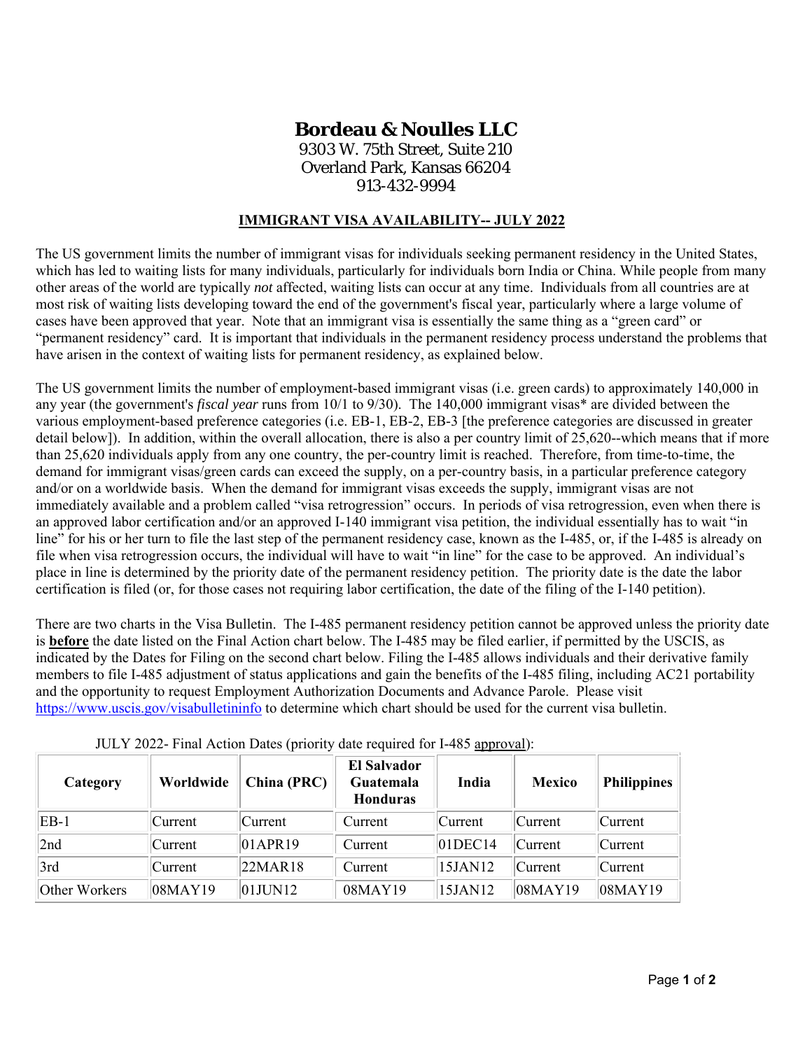# Bordeau & Noulles LLC

9303 W. 75th Street, Suite 210
Overland Park, Kansas 66204
913-432-9994

## IMMIGRANT VISA AVAILABILITY-- JULY 2022

The US government limits the number of immigrant visas for individuals seeking permanent residency in the United States, which has led to waiting lists for many individuals, particularly for individuals born India or China. While people from many other areas of the world are typically *not* affected, waiting lists can occur at any time. Individuals from all countries are at most risk of waiting lists developing toward the end of the government's fiscal year, particularly where a large volume of cases have been approved that year. Note that an immigrant visa is essentially the same thing as a "green card" or "permanent residency" card. It is important that individuals in the permanent residency process understand the problems that have arisen in the context of waiting lists for permanent residency, as explained below.

The US government limits the number of employment-based immigrant visas (i.e. green cards) to approximately 140,000 in any year (the government's *fiscal year* runs from 10/1 to 9/30). The 140,000 immigrant visas* are divided between the various employment-based preference categories (i.e. EB-1, EB-2, EB-3 [the preference categories are discussed in greater detail below]). In addition, within the overall allocation, there is also a per country limit of 25,620--which means that if more than 25,620 individuals apply from any one country, the per-country limit is reached. Therefore, from time-to-time, the demand for immigrant visas/green cards can exceed the supply, on a per-country basis, in a particular preference category and/or on a worldwide basis. When the demand for immigrant visas exceeds the supply, immigrant visas are not immediately available and a problem called "visa retrogression" occurs. In periods of visa retrogression, even when there is an approved labor certification and/or an approved I-140 immigrant visa petition, the individual essentially has to wait "in line" for his or her turn to file the last step of the permanent residency case, known as the I-485, or, if the I-485 is already on file when visa retrogression occurs, the individual will have to wait "in line" for the case to be approved. An individual's place in line is determined by the priority date of the permanent residency petition. The priority date is the date the labor certification is filed (or, for those cases not requiring labor certification, the date of the filing of the I-140 petition).

There are two charts in the Visa Bulletin. The I-485 permanent residency petition cannot be approved unless the priority date is **before** the date listed on the Final Action chart below. The I-485 may be filed earlier, if permitted by the USCIS, as indicated by the Dates for Filing on the second chart below. Filing the I-485 allows individuals and their derivative family members to file I-485 adjustment of status applications and gain the benefits of the I-485 filing, including AC21 portability and the opportunity to request Employment Authorization Documents and Advance Parole. Please visit https://www.uscis.gov/visabulletininfo to determine which chart should be used for the current visa bulletin.

JULY 2022- Final Action Dates (priority date required for I-485 approval):

| Category | Worldwide | China (PRC) | El Salvador Guatemala Honduras | India | Mexico | Philippines |
|---|---|---|---|---|---|---|
| EB-1 | Current | Current | Current | Current | Current | Current |
| 2nd | Current | 01APR19 | Current | 01DEC14 | Current | Current |
| 3rd | Current | 22MAR18 | Current | 15JAN12 | Current | Current |
| Other Workers | 08MAY19 | 01JUN12 | 08MAY19 | 15JAN12 | 08MAY19 | 08MAY19 |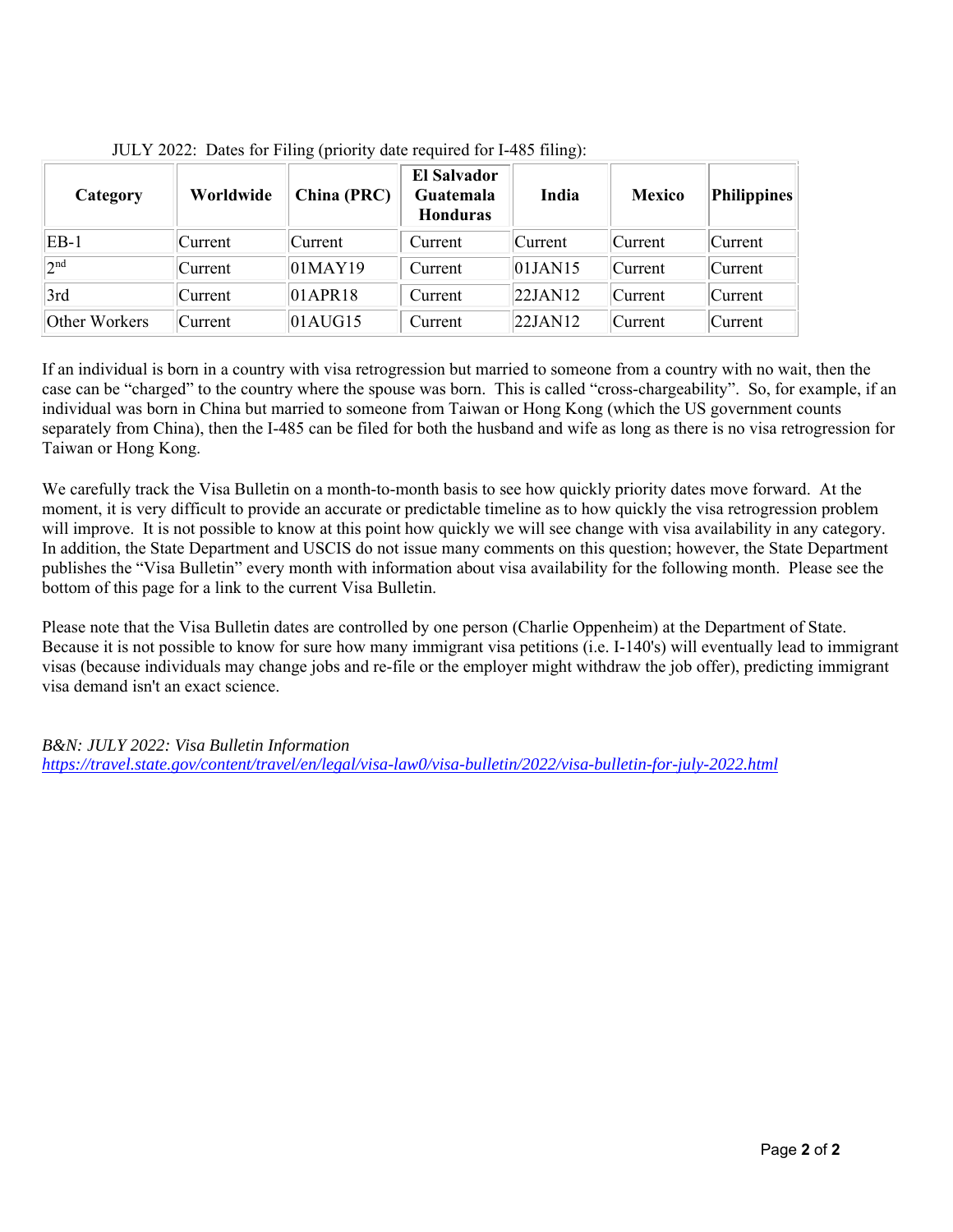JULY 2022: Dates for Filing (priority date required for I-485 filing):

| Category | Worldwide | China (PRC) | El Salvador Guatemala Honduras | India | Mexico | Philippines |
|---|---|---|---|---|---|---|
| EB-1 | Current | Current | Current | Current | Current | Current |
| 2nd | Current | 01MAY19 | Current | 01JAN15 | Current | Current |
| 3rd | Current | 01APR18 | Current | 22JAN12 | Current | Current |
| Other Workers | Current | 01AUG15 | Current | 22JAN12 | Current | Current |

If an individual is born in a country with visa retrogression but married to someone from a country with no wait, then the case can be "charged" to the country where the spouse was born. This is called "cross-chargeability". So, for example, if an individual was born in China but married to someone from Taiwan or Hong Kong (which the US government counts separately from China), then the I-485 can be filed for both the husband and wife as long as there is no visa retrogression for Taiwan or Hong Kong.

We carefully track the Visa Bulletin on a month-to-month basis to see how quickly priority dates move forward. At the moment, it is very difficult to provide an accurate or predictable timeline as to how quickly the visa retrogression problem will improve. It is not possible to know at this point how quickly we will see change with visa availability in any category. In addition, the State Department and USCIS do not issue many comments on this question; however, the State Department publishes the "Visa Bulletin" every month with information about visa availability for the following month. Please see the bottom of this page for a link to the current Visa Bulletin.

Please note that the Visa Bulletin dates are controlled by one person (Charlie Oppenheim) at the Department of State. Because it is not possible to know for sure how many immigrant visa petitions (i.e. I-140's) will eventually lead to immigrant visas (because individuals may change jobs and re-file or the employer might withdraw the job offer), predicting immigrant visa demand isn't an exact science.

*B&N: JULY 2022: Visa Bulletin Information*
*https://travel.state.gov/content/travel/en/legal/visa-law0/visa-bulletin/2022/visa-bulletin-for-july-2022.html*